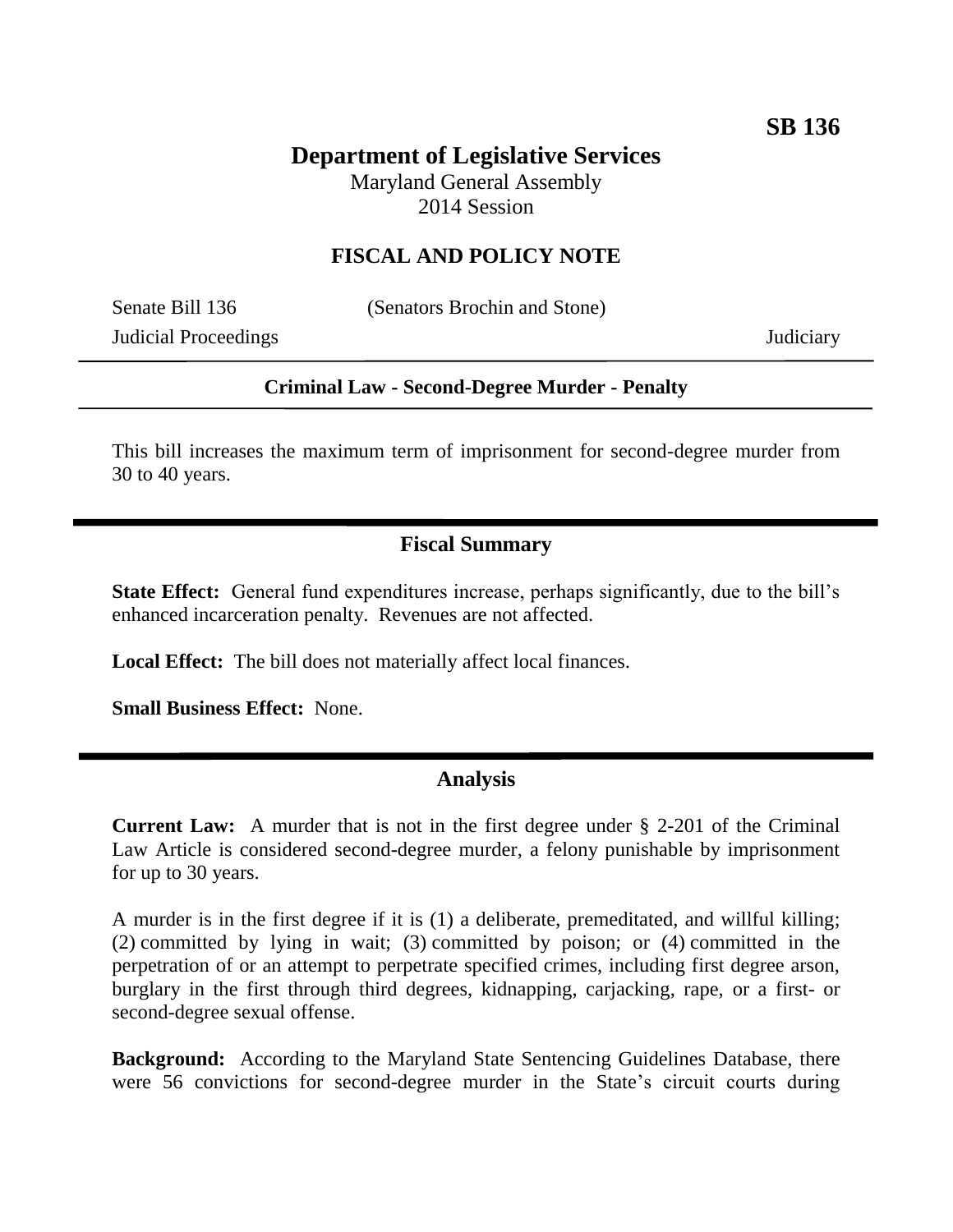**SB 136**

# Department of Legislative Services

Maryland General Assembly
2014 Session

## FISCAL AND POLICY NOTE

Senate Bill 136 (Senators Brochin and Stone)
Judicial Proceedings Judiciary

**Criminal Law - Second-Degree Murder - Penalty**

This bill increases the maximum term of imprisonment for second-degree murder from 30 to 40 years.

## Fiscal Summary

**State Effect:** General fund expenditures increase, perhaps significantly, due to the bill's enhanced incarceration penalty. Revenues are not affected.

**Local Effect:** The bill does not materially affect local finances.

**Small Business Effect:** None.

## Analysis

**Current Law:** A murder that is not in the first degree under § 2-201 of the Criminal Law Article is considered second-degree murder, a felony punishable by imprisonment for up to 30 years.

A murder is in the first degree if it is (1) a deliberate, premeditated, and willful killing; (2) committed by lying in wait; (3) committed by poison; or (4) committed in the perpetration of or an attempt to perpetrate specified crimes, including first degree arson, burglary in the first through third degrees, kidnapping, carjacking, rape, or a first- or second-degree sexual offense.

**Background:** According to the Maryland State Sentencing Guidelines Database, there were 56 convictions for second-degree murder in the State's circuit courts during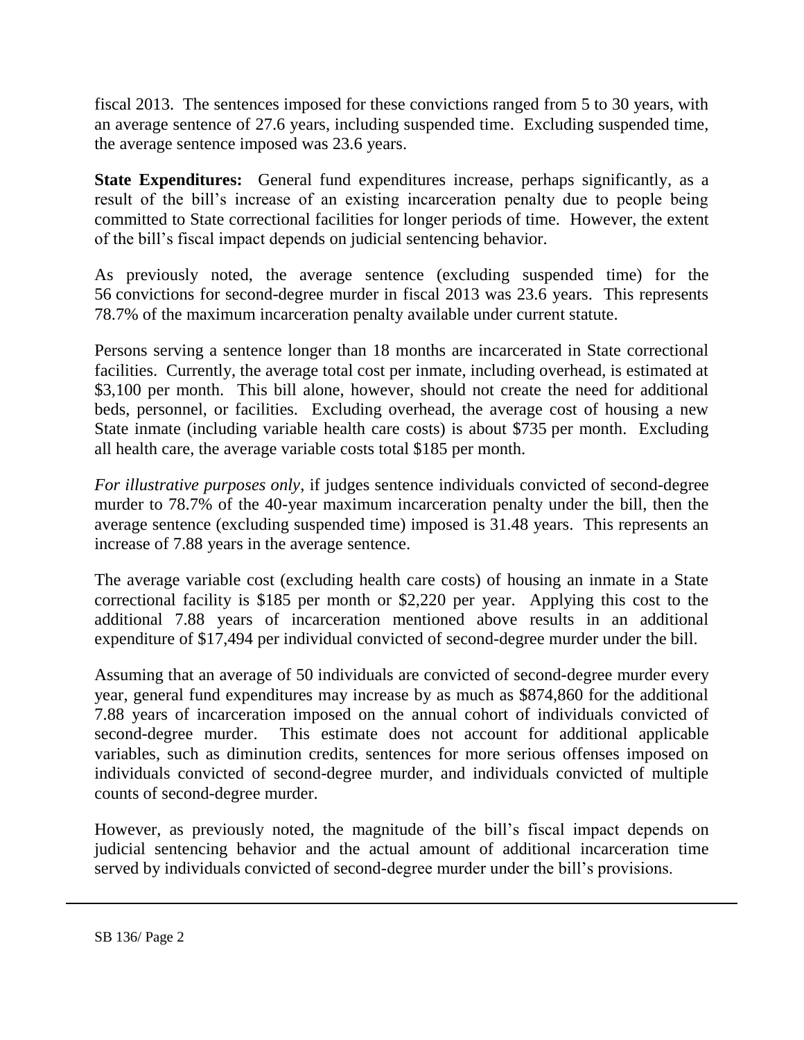fiscal 2013. The sentences imposed for these convictions ranged from 5 to 30 years, with an average sentence of 27.6 years, including suspended time. Excluding suspended time, the average sentence imposed was 23.6 years.

**State Expenditures:** General fund expenditures increase, perhaps significantly, as a result of the bill's increase of an existing incarceration penalty due to people being committed to State correctional facilities for longer periods of time. However, the extent of the bill's fiscal impact depends on judicial sentencing behavior.

As previously noted, the average sentence (excluding suspended time) for the 56 convictions for second-degree murder in fiscal 2013 was 23.6 years. This represents 78.7% of the maximum incarceration penalty available under current statute.

Persons serving a sentence longer than 18 months are incarcerated in State correctional facilities. Currently, the average total cost per inmate, including overhead, is estimated at $3,100 per month. This bill alone, however, should not create the need for additional beds, personnel, or facilities. Excluding overhead, the average cost of housing a new State inmate (including variable health care costs) is about $735 per month. Excluding all health care, the average variable costs total $185 per month.

*For illustrative purposes only*, if judges sentence individuals convicted of second-degree murder to 78.7% of the 40-year maximum incarceration penalty under the bill, then the average sentence (excluding suspended time) imposed is 31.48 years. This represents an increase of 7.88 years in the average sentence.

The average variable cost (excluding health care costs) of housing an inmate in a State correctional facility is $185 per month or $2,220 per year. Applying this cost to the additional 7.88 years of incarceration mentioned above results in an additional expenditure of $17,494 per individual convicted of second-degree murder under the bill.

Assuming that an average of 50 individuals are convicted of second-degree murder every year, general fund expenditures may increase by as much as $874,860 for the additional 7.88 years of incarceration imposed on the annual cohort of individuals convicted of second-degree murder. This estimate does not account for additional applicable variables, such as diminution credits, sentences for more serious offenses imposed on individuals convicted of second-degree murder, and individuals convicted of multiple counts of second-degree murder.

However, as previously noted, the magnitude of the bill's fiscal impact depends on judicial sentencing behavior and the actual amount of additional incarceration time served by individuals convicted of second-degree murder under the bill's provisions.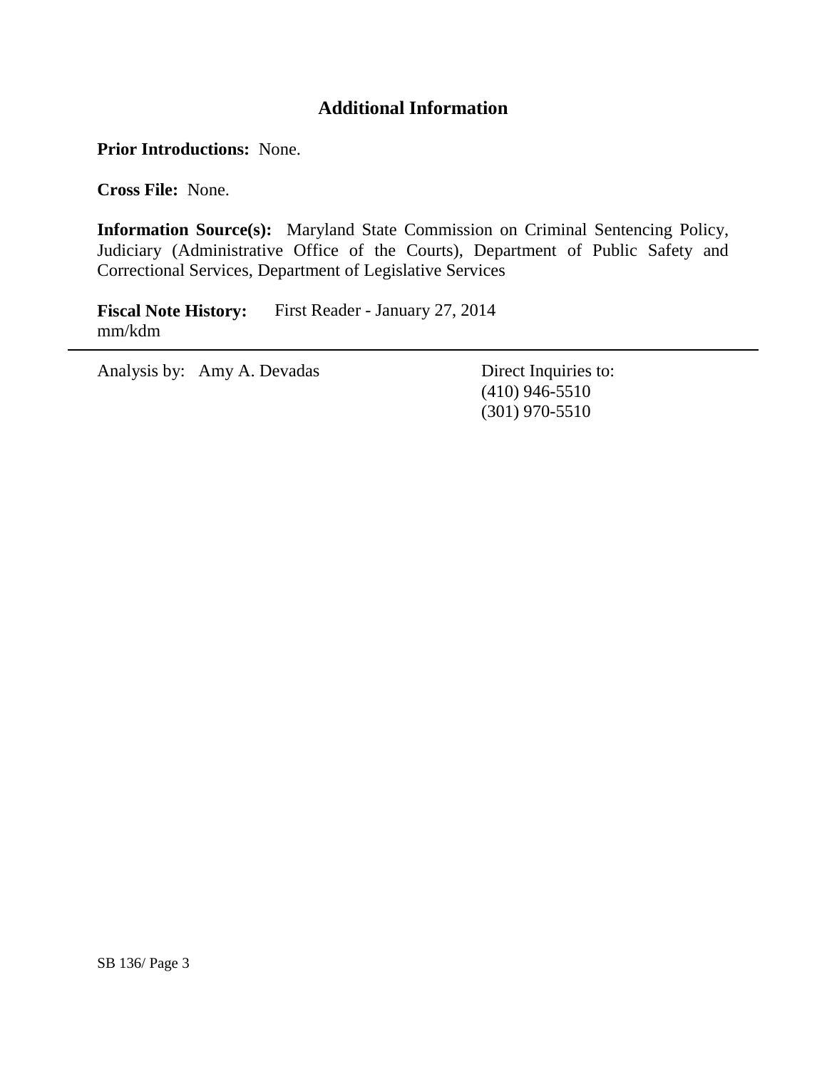## Additional Information

**Prior Introductions:** None.

**Cross File:** None.

**Information Source(s):** Maryland State Commission on Criminal Sentencing Policy, Judiciary (Administrative Office of the Courts), Department of Public Safety and Correctional Services, Department of Legislative Services

**Fiscal Note History:** First Reader - January 27, 2014
mm/kdm

---

Analysis by: Amy A. Devadas

Direct Inquiries to:
(410) 946-5510
(301) 970-5510